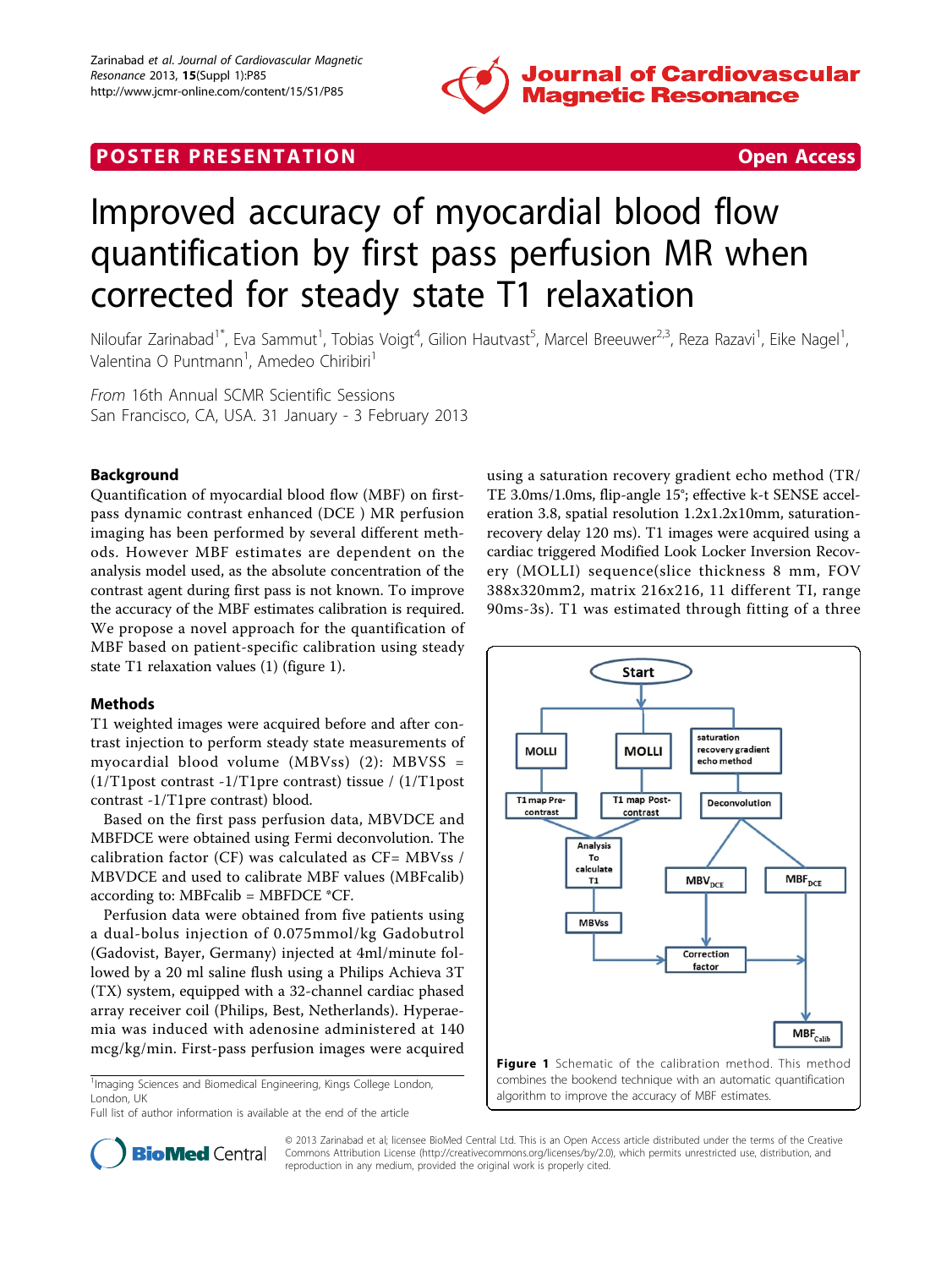POSTER PRESENTATION | Open Access

# Improved accuracy of myocardial blood flow quantification by first pass perfusion MR when corrected for steady state T1 relaxation

Niloufar Zarinabad[1*], Eva Sammut[1], Tobias Voigt[4], Gilion Hautvast[5], Marcel Breeuwer[2,3], Reza Razavi[1], Eike Nagel[1], Valentina O Puntmann[1], Amedeo Chiribiri[1]

*From* 16th Annual SCMR Scientific Sessions
San Francisco, CA, USA. 31 January - 3 February 2013

## Background

Quantification of myocardial blood flow (MBF) on first-pass dynamic contrast enhanced (DCE ) MR perfusion imaging has been performed by several different methods. However MBF estimates are dependent on the analysis model used, as the absolute concentration of the contrast agent during first pass is not known. To improve the accuracy of the MBF estimates calibration is required. We propose a novel approach for the quantification of MBF based on patient-specific calibration using steady state T1 relaxation values (1) (figure 1).

## Methods

T1 weighted images were acquired before and after contrast injection to perform steady state measurements of myocardial blood volume (MBVss) (2): MBVSS = (1/T1post contrast -1/T1pre contrast) tissue / (1/T1post contrast -1/T1pre contrast) blood.

Based on the first pass perfusion data, MBVDCE and MBFDCE were obtained using Fermi deconvolution. The calibration factor (CF) was calculated as CF= MBVss / MBVDCE and used to calibrate MBF values (MBFcalib) according to: MBFcalib = MBFDCE *CF.

Perfusion data were obtained from five patients using a dual-bolus injection of 0.075mmol/kg Gadobutrol (Gadovist, Bayer, Germany) injected at 4ml/minute followed by a 20 ml saline flush using a Philips Achieva 3T (TX) system, equipped with a 32-channel cardiac phased array receiver coil (Philips, Best, Netherlands). Hyperaemia was induced with adenosine administered at 140 mcg/kg/min. First-pass perfusion images were acquired using a saturation recovery gradient echo method (TR/TE 3.0ms/1.0ms, flip-angle 15°; effective k-t SENSE acceleration 3.8, spatial resolution 1.2x1.2x10mm, saturation-recovery delay 120 ms). T1 images were acquired using a cardiac triggered Modified Look Locker Inversion Recovery (MOLLI) sequence(slice thickness 8 mm, FOV 388x320mm2, matrix 216x216, 11 different TI, range 90ms-3s). T1 was estimated through fitting of a three

**Figure 1** Schematic of the calibration method. This method combines the bookend technique with an automatic quantification algorithm to improve the accuracy of MBF estimates.

[1]Imaging Sciences and Biomedical Engineering, Kings College London, London, UK
Full list of author information is available at the end of the article

© 2013 Zarinabad et al; licensee BioMed Central Ltd. This is an Open Access article distributed under the terms of the Creative Commons Attribution License (http://creativecommons.org/licenses/by/2.0), which permits unrestricted use, distribution, and reproduction in any medium, provided the original work is properly cited.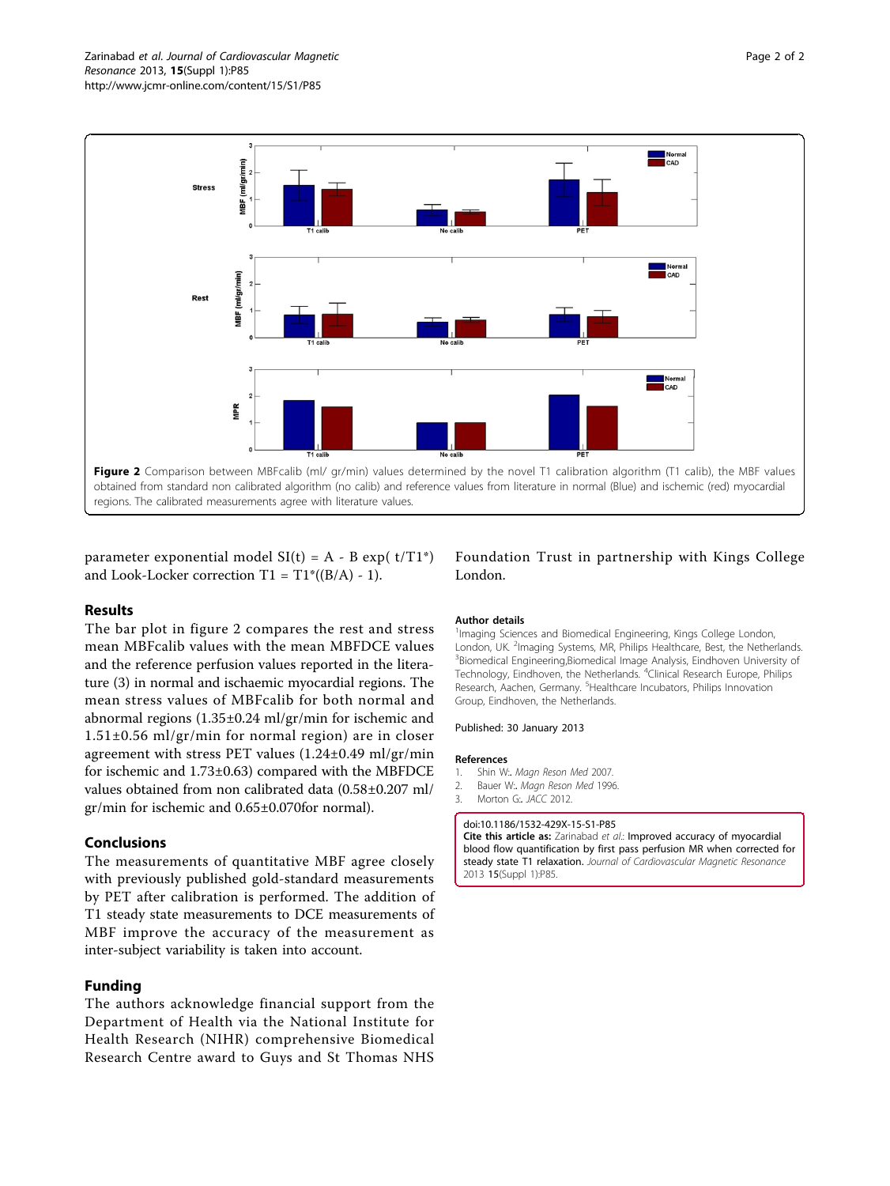Stress

MBF (ml/gr/min)

3
2
1
0

T1 calib
No calib
PET

Normal
CAD

Rest

MBF (ml/gr/min)

3
2
1
0

T1 calib
No calib
PET

Normal
CAD

MPR

3
2
1
0

T1 calib
No calib
PET

Normal
CAD

**Figure 2** Comparison between MBFcalib (ml/ gr/min) values determined by the novel T1 calibration algorithm (T1 calib), the MBF values obtained from standard non calibrated algorithm (no calib) and reference values from literature in normal (Blue) and ischemic (red) myocardial regions. The calibrated measurements agree with literature values.

parameter exponential model $SI(t) = A - B \exp(t/T1^*)$ and Look-Locker correction $T1 = T1^*((B/A) - 1)$.

## Results

The bar plot in figure 2 compares the rest and stress mean MBFcalib values with the mean MBFDCE values and the reference perfusion values reported in the literature (3) in normal and ischaemic myocardial regions. The mean stress values of MBFcalib for both normal and abnormal regions (1.35±0.24 ml/gr/min for ischemic and 1.51±0.56 ml/gr/min for normal region) are in closer agreement with stress PET values (1.24±0.49 ml/gr/min for ischemic and 1.73±0.63) compared with the MBFDCE values obtained from non calibrated data (0.58±0.207 ml/gr/min for ischemic and 0.65±0.070for normal).

## Conclusions

The measurements of quantitative MBF agree closely with previously published gold-standard measurements by PET after calibration is performed. The addition of T1 steady state measurements to DCE measurements of MBF improve the accuracy of the measurement as inter-subject variability is taken into account.

## Funding

The authors acknowledge financial support from the Department of Health via the National Institute for Health Research (NIHR) comprehensive Biomedical Research Centre award to Guys and St Thomas NHS Foundation Trust in partnership with Kings College London.

### Author details

[1]Imaging Sciences and Biomedical Engineering, Kings College London, London, UK. [2]Imaging Systems, MR, Philips Healthcare, Best, the Netherlands. [3]Biomedical Engineering,Biomedical Image Analysis, Eindhoven University of Technology, Eindhoven, the Netherlands. [4]Clinical Research Europe, Philips Research, Aachen, Germany. [5]Healthcare Incubators, Philips Innovation Group, Eindhoven, the Netherlands.

Published: 30 January 2013

### References

1. Shin W:. *Magn Reson Med* 2007.
2. Bauer W:. *Magn Reson Med* 1996.
3. Morton G:. *JACC* 2012.

doi:10.1186/1532-429X-15-S1-P85

**Cite this article as:** Zarinabad *et al.*: Improved accuracy of myocardial blood flow quantification by first pass perfusion MR when corrected for steady state T1 relaxation. *Journal of Cardiovascular Magnetic Resonance* 2013 **15**(Suppl 1):P85.